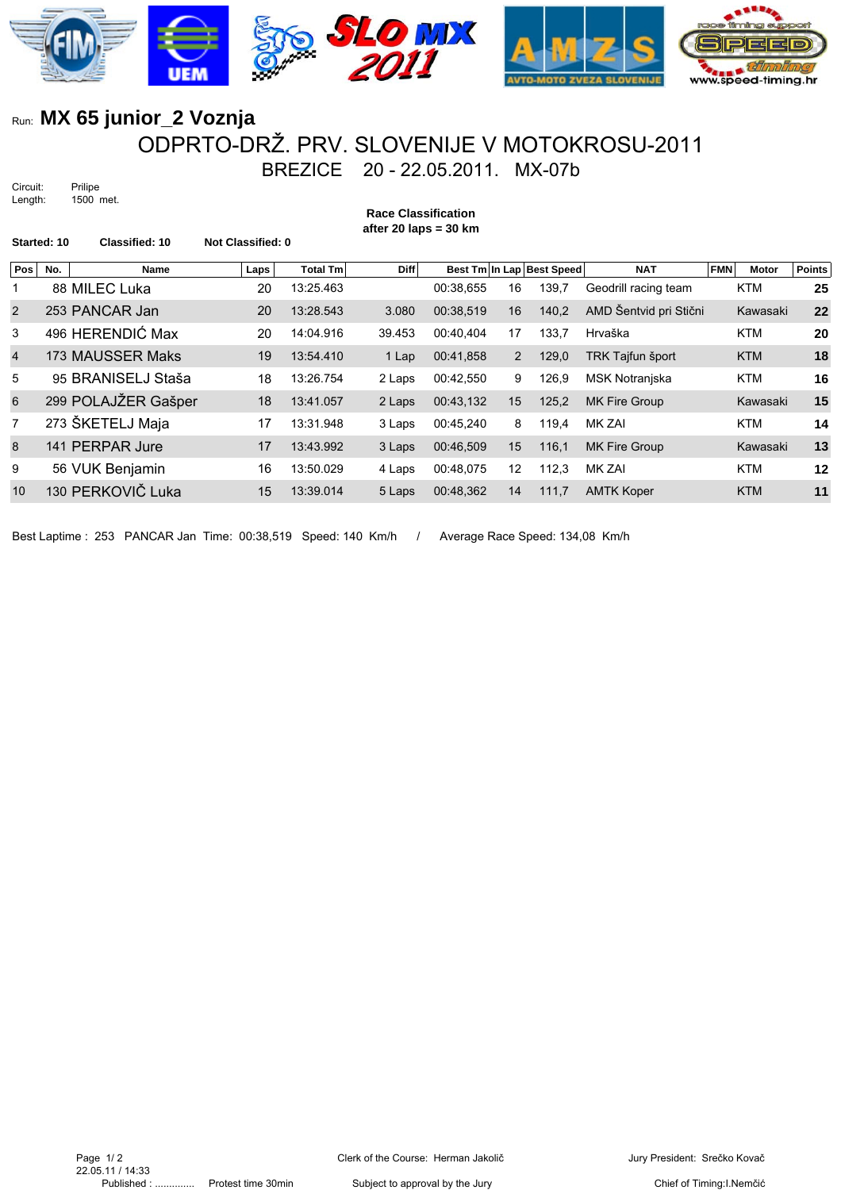Run: **MX 65 junior_2 Voznja**

# ODPRTO-DRŽ. PRV. SLOVENIJE V MOTOKROSU-2011

## BREZICE 20 - 22.05.2011. MX-07b

Circuit: Prilipe
Length: 1500 met.

**Race Classification**
**after 20 laps = 30 km**

**Started: 10** **Classified: 10** **Not Classified: 0**

| Pos | No. | Name | Laps | Total Tm | Diff | Best Tm | In Lap | Best Speed | NAT | FMN | Motor | Points |
|---|---|---|---|---|---|---|---|---|---|---|---|---|
| 1 | 88 | MILEC Luka | 20 | 13:25.463 | | 00:38,655 | 16 | 139,7 | Geodrill racing team | | KTM | **25** |
| 2 | 253 | PANCAR Jan | 20 | 13:28.543 | 3.080 | 00:38,519 | 16 | 140,2 | AMD Šentvid pri Stični | | Kawasaki | **22** |
| 3 | 496 | HERENDIĆ Max | 20 | 14:04.916 | 39.453 | 00:40,404 | 17 | 133,7 | Hrvaška | | KTM | **20** |
| 4 | 173 | MAUSSER Maks | 19 | 13:54.410 | 1 Lap | 00:41,858 | 2 | 129,0 | TRK Tajfun šport | | KTM | **18** |
| 5 | 95 | BRANISELJ Staša | 18 | 13:26.754 | 2 Laps | 00:42,550 | 9 | 126,9 | MSK Notranjska | | KTM | **16** |
| 6 | 299 | POLAJŽER Gašper | 18 | 13:41.057 | 2 Laps | 00:43,132 | 15 | 125,2 | MK Fire Group | | Kawasaki | **15** |
| 7 | 273 | ŠKETELJ Maja | 17 | 13:31.948 | 3 Laps | 00:45,240 | 8 | 119,4 | MK ZAI | | KTM | **14** |
| 8 | 141 | PERPAR Jure | 17 | 13:43.992 | 3 Laps | 00:46,509 | 15 | 116,1 | MK Fire Group | | Kawasaki | **13** |
| 9 | 56 | VUK Benjamin | 16 | 13:50.029 | 4 Laps | 00:48,075 | 12 | 112,3 | MK ZAI | | KTM | **12** |
| 10 | 130 | PERKOVIČ Luka | 15 | 13:39.014 | 5 Laps | 00:48,362 | 14 | 111,7 | AMTK Koper | | KTM | **11** |

Best Laptime : 253 PANCAR Jan Time: 00:38,519 Speed: 140 Km/h / Average Race Speed: 134,08 Km/h

22.05.11 / 14:33
Published : ............. Protest time 30min

Clerk of the Course: Herman Jakolič
Subject to approval by the Jury

Jury President: Srečko Kovač
Chief of Timing:I.Nemčić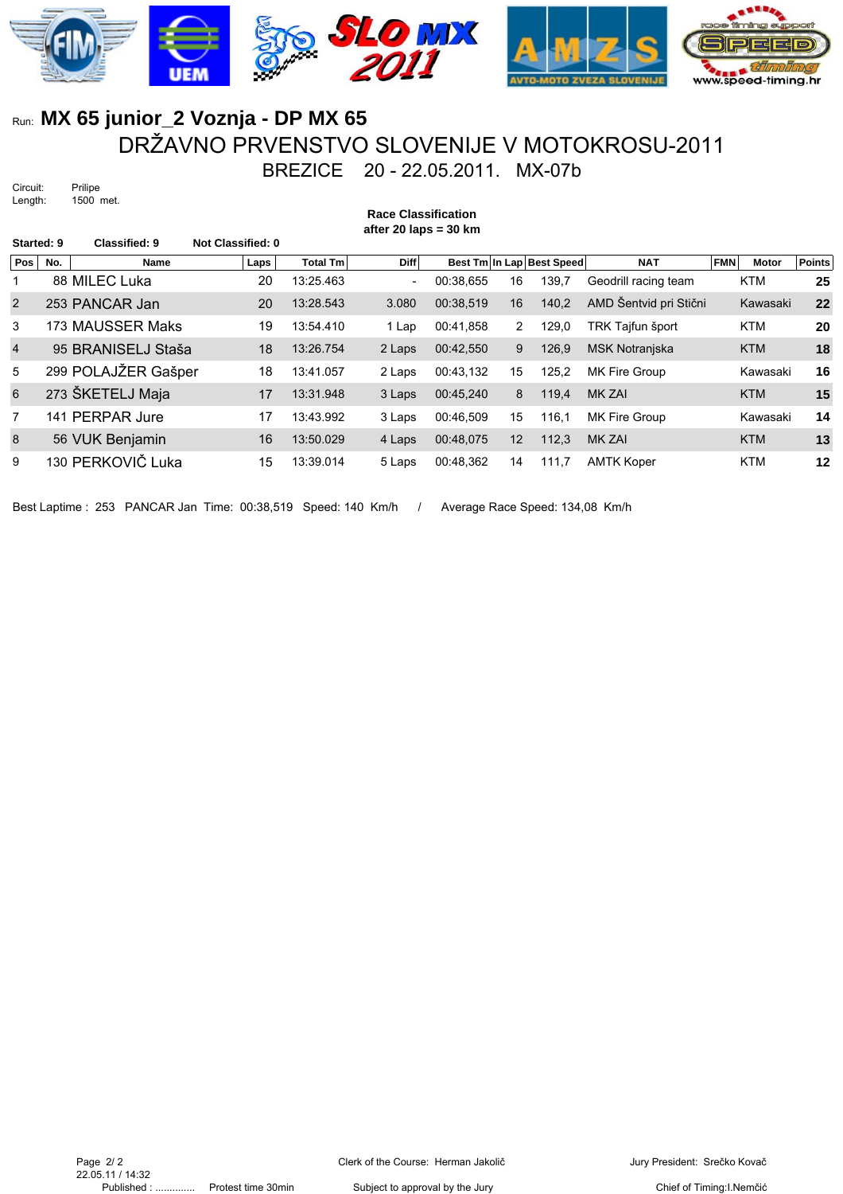Run: **MX 65 junior_2 Voznja - DP MX 65**

# DRŽAVNO PRVENSTVO SLOVENIJE V MOTOKROSU-2011

## BREZICE 20 - 22.05.2011. MX-07b

Circuit: Prilipe
Length: 1500 met.

**Race Classification**
**after 20 laps = 30 km**

**Started: 9** **Classified: 9** **Not Classified: 0**

| Pos | No. | Name | Laps | Total Tm | Diff | Best Tm | In Lap | Best Speed | NAT | FMN | Motor | Points |
|---|---|---|---|---|---|---|---|---|---|---|---|---|
| 1 | 88 | MILEC Luka | 20 | 13:25.463 | - | 00:38,655 | 16 | 139,7 | Geodrill racing team | | KTM | **25** |
| 2 | 253 | PANCAR Jan | 20 | 13:28.543 | 3.080 | 00:38,519 | 16 | 140,2 | AMD Šentvid pri Stični | | Kawasaki | **22** |
| 3 | 173 | MAUSSER Maks | 19 | 13:54.410 | 1 Lap | 00:41,858 | 2 | 129,0 | TRK Tajfun šport | | KTM | **20** |
| 4 | 95 | BRANISELJ Staša | 18 | 13:26.754 | 2 Laps | 00:42,550 | 9 | 126,9 | MSK Notranjska | | KTM | **18** |
| 5 | 299 | POLAJŽER Gašper | 18 | 13:41.057 | 2 Laps | 00:43,132 | 15 | 125,2 | MK Fire Group | | Kawasaki | **16** |
| 6 | 273 | ŠKETELJ Maja | 17 | 13:31.948 | 3 Laps | 00:45,240 | 8 | 119,4 | MK ZAI | | KTM | **15** |
| 7 | 141 | PERPAR Jure | 17 | 13:43.992 | 3 Laps | 00:46,509 | 15 | 116,1 | MK Fire Group | | Kawasaki | **14** |
| 8 | 56 | VUK Benjamin | 16 | 13:50.029 | 4 Laps | 00:48,075 | 12 | 112,3 | MK ZAI | | KTM | **13** |
| 9 | 130 | PERKOVIČ Luka | 15 | 13:39.014 | 5 Laps | 00:48,362 | 14 | 111,7 | AMTK Koper | | KTM | **12** |

Best Laptime : 253 PANCAR Jan Time: 00:38,519 Speed: 140 Km/h / Average Race Speed: 134,08 Km/h

22.05.11 / 14:32
Published : ............. Protest time 30min

Clerk of the Course: Herman Jakolič
Subject to approval by the Jury

Jury President: Srečko Kovač
Chief of Timing:I.Nemčić